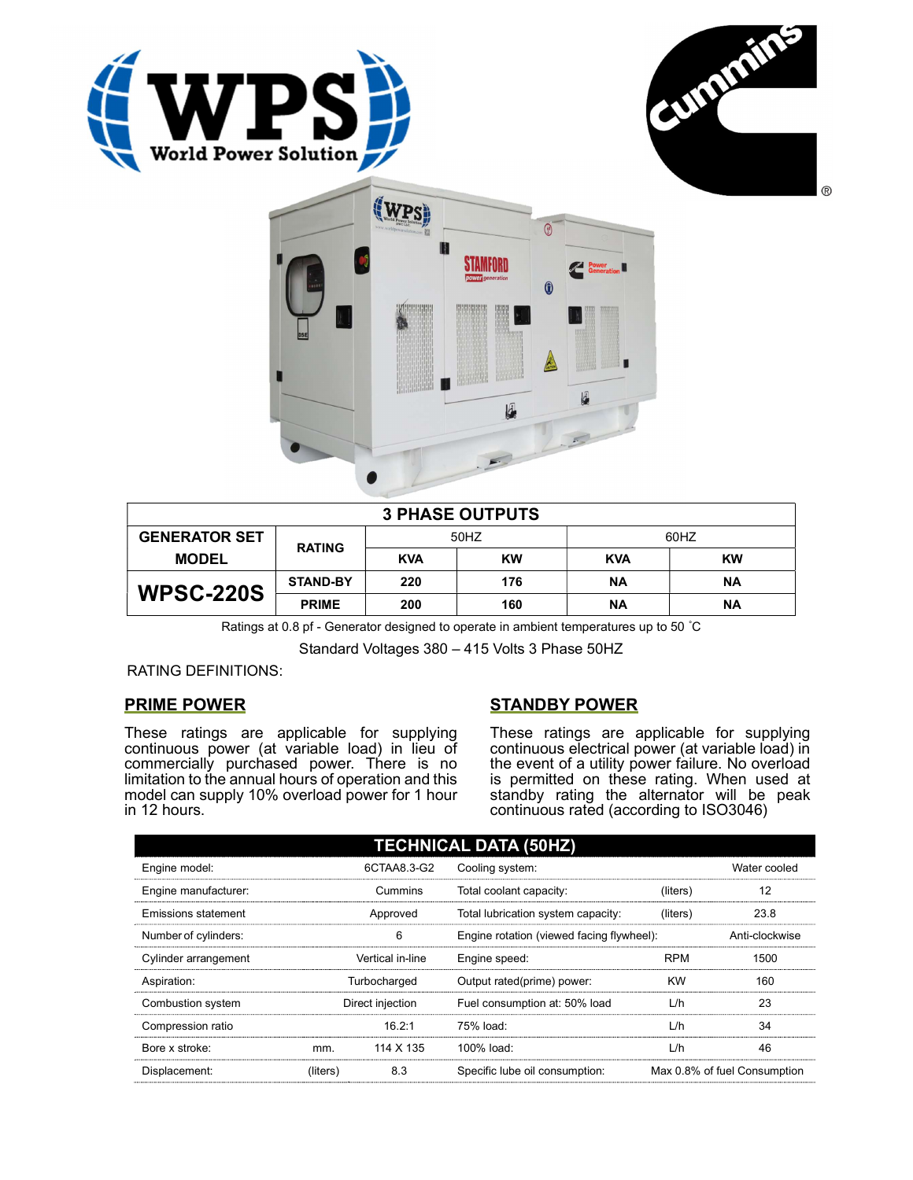# 3 PHASE OUTPUTS

| GENERATOR SET MODEL | RATING | 50HZ | | 60HZ | |
|---|---|---|---|---|---|
| | | KVA | KW | KVA | KW |
| WPSC-220S | STAND-BY | 220 | 176 | NA | NA |
| | PRIME | 200 | 160 | NA | NA |

Ratings at 0.8 pf - Generator designed to operate in ambient temperatures up to 50 ˚C

Standard Voltages 380 – 415 Volts 3 Phase 50HZ

RATING DEFINITIONS:

## PRIME POWER

These ratings are applicable for supplying continuous power (at variable load) in lieu of commercially purchased power. There is no limitation to the annual hours of operation and this model can supply 10% overload power for 1 hour in 12 hours.

## STANDBY POWER

These ratings are applicable for supplying continuous electrical power (at variable load) in the event of a utility power failure. No overload is permitted on these rating. When used at standby rating the alternator will be peak continuous rated (according to ISO3046)

## TECHNICAL DATA (50HZ)

| | | | | | |
|---|---|---|---|---|---|
| Engine model: | | 6CTAA8.3-G2 | Cooling system: | | Water cooled |
| Engine manufacturer: | | Cummins | Total coolant capacity: | (liters) | 12 |
| Emissions statement | | Approved | Total lubrication system capacity: | (liters) | 23.8 |
| Number of cylinders: | | 6 | Engine rotation (viewed facing flywheel): | | Anti-clockwise |
| Cylinder arrangement | | Vertical in-line | Engine speed: | RPM | 1500 |
| Aspiration: | | Turbocharged | Output rated(prime) power: | KW | 160 |
| Combustion system | | Direct injection | Fuel consumption at: 50% load | L/h | 23 |
| Compression ratio | | 16.2:1 | 75% load: | L/h | 34 |
| Bore x stroke: | mm. | 114 X 135 | 100% load: | L/h | 46 |
| Displacement: | (liters) | 8.3 | Specific lube oil consumption: | | Max 0.8% of fuel Consumption |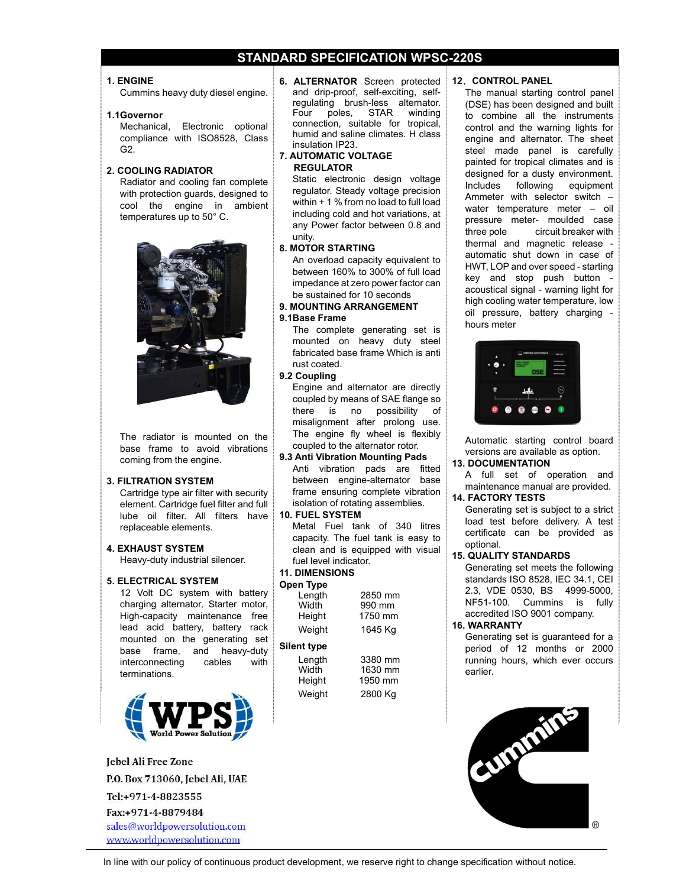# STANDARD SPECIFICATION WPSC-220S

**1. ENGINE**

Cummins heavy duty diesel engine.

**1.1Governor**

Mechanical, Electronic optional compliance with ISO8528, Class G2.

**2. COOLING RADIATOR**

Radiator and cooling fan complete with protection guards, designed to cool the engine in ambient temperatures up to 50° C.

The radiator is mounted on the base frame to avoid vibrations coming from the engine.

**3. FILTRATION SYSTEM**

Cartridge type air filter with security element. Cartridge fuel filter and full lube oil filter. All filters have replaceable elements.

**4. EXHAUST SYSTEM**

Heavy-duty industrial silencer.

**5. ELECTRICAL SYSTEM**

12 Volt DC system with battery charging alternator, Starter motor, High-capacity maintenance free lead acid battery, battery rack mounted on the generating set base frame, and heavy-duty interconnecting cables with terminations.

Jebel Ali Free Zone
P.O. Box 713060, Jebel Ali, UAE
Tel:+971-4-8823555
Fax:+971-4-8879484
sales@worldpowersolution.com
www.worldpowersolution.com

**6. ALTERNATOR** Screen protected and drip-proof, self-exciting, self-regulating brush-less alternator. Four poles, STAR winding connection, suitable for tropical, humid and saline climates. H class insulation IP23.

**7. AUTOMATIC VOLTAGE REGULATOR**

Static electronic design voltage regulator. Steady voltage precision within + 1 % from no load to full load including cold and hot variations, at any Power factor between 0.8 and unity.

**8. MOTOR STARTING**

An overload capacity equivalent to between 160% to 300% of full load impedance at zero power factor can be sustained for 10 seconds

**9. MOUNTING ARRANGEMENT**

**9.1Base Frame**

The complete generating set is mounted on heavy duty steel fabricated base frame Which is anti rust coated.

**9.2 Coupling**

Engine and alternator are directly coupled by means of SAE flange so there is no possibility of misalignment after prolong use. The engine fly wheel is flexibly coupled to the alternator rotor.

**9.3 Anti Vibration Mounting Pads**

Anti vibration pads are fitted between engine-alternator base frame ensuring complete vibration isolation of rotating assemblies.

**10. FUEL SYSTEM**

Metal Fuel tank of 340 litres capacity. The fuel tank is easy to clean and is equipped with visual fuel level indicator.

**11. DIMENSIONS**

**Open Type**

| | |
|---|---|
| Length | 2850 mm |
| Width | 990 mm |
| Height | 1750 mm |
| Weight | 1645 Kg |

**Silent type**

| | |
|---|---|
| Length | 3380 mm |
| Width | 1630 mm |
| Height | 1950 mm |
| Weight | 2800 Kg |

**12. CONTROL PANEL**

The manual starting control panel (DSE) has been designed and built to combine all the instruments control and the warning lights for engine and alternator. The sheet steel made panel is carefully painted for tropical climates and is designed for a dusty environment. Includes following equipment Ammeter with selector switch – water temperature meter – oil pressure meter- moulded case three pole circuit breaker with thermal and magnetic release - automatic shut down in case of HWT, LOP and over speed - starting key and stop push button - acoustical signal - warning light for high cooling water temperature, low oil pressure, battery charging - hours meter

Automatic starting control board versions are available as option.

**13. DOCUMENTATION**

A full set of operation and maintenance manual are provided.

**14. FACTORY TESTS**

Generating set is subject to a strict load test before delivery. A test certificate can be provided as optional.

**15. QUALITY STANDARDS**

Generating set meets the following standards ISO 8528, IEC 34.1, CEI 2.3, VDE 0530, BS 4999-5000, NF51-100. Cummins is fully accredited ISO 9001 company.

**16. WARRANTY**

Generating set is guaranteed for a period of 12 months or 2000 running hours, which ever occurs earlier.

In line with our policy of continuous product development, we reserve right to change specification without notice.